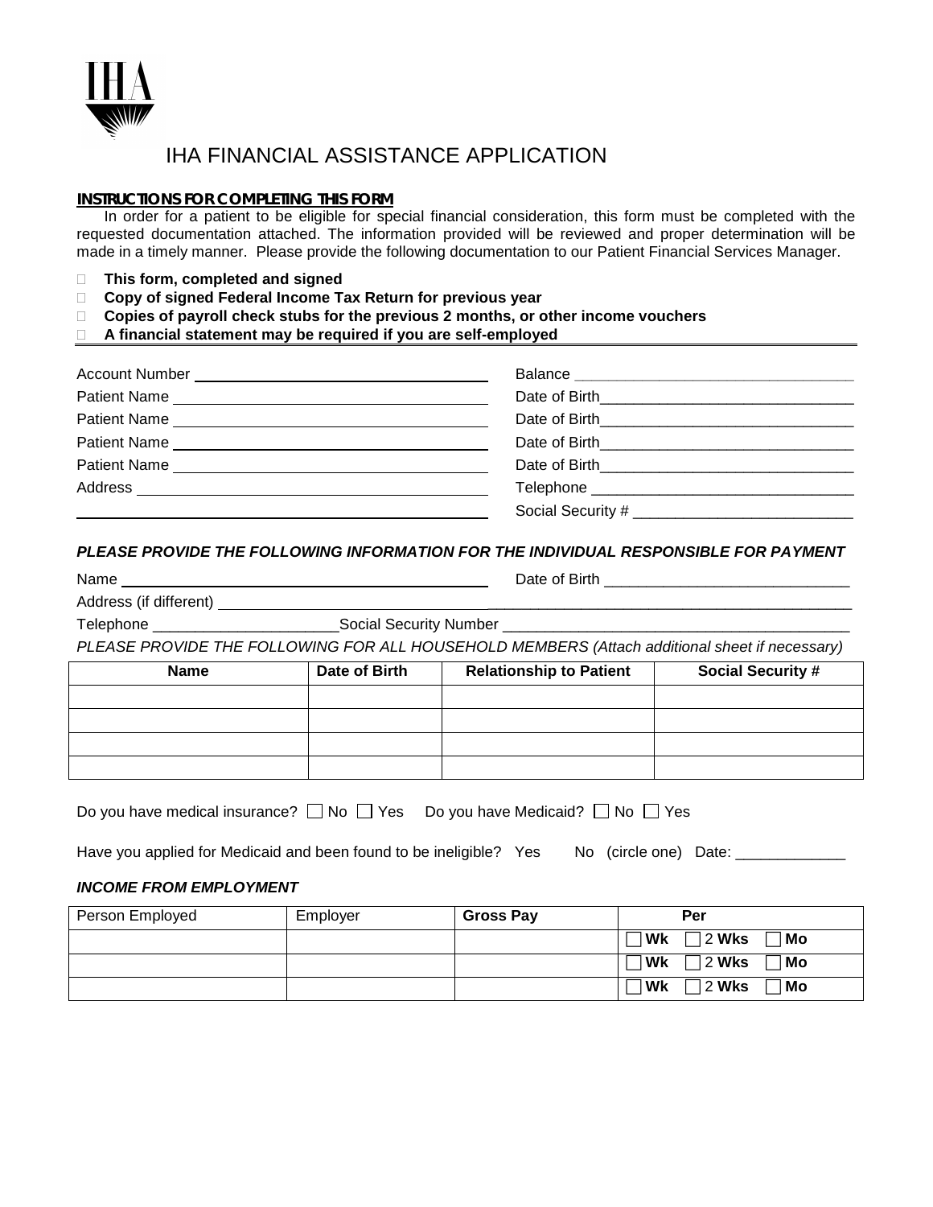IHA

# IHA FINANCIAL ASSISTANCE APPLICATION

**INSTRUCTIONS FOR COMPLETING THIS FORM**

In order for a patient to be eligible for special financial consideration, this form must be completed with the requested documentation attached. The information provided will be reviewed and proper determination will be made in a timely manner. Please provide the following documentation to our Patient Financial Services Manager.

- ☐ **This form, completed and signed**
- ☐ **Copy of signed Federal Income Tax Return for previous year**
- ☐ **Copies of payroll check stubs for the previous 2 months, or other income vouchers**
- ☐ **A financial statement may be required if you are self-employed**

Account Number ____________________ Balance ____________________

Patient Name ____________________ Date of Birth ____________________

Patient Name ____________________ Date of Birth ____________________

Patient Name ____________________ Date of Birth ____________________

Patient Name ____________________ Date of Birth ____________________

Address ____________________ Telephone ____________________

____________________ Social Security # ____________________

***PLEASE PROVIDE THE FOLLOWING INFORMATION FOR THE INDIVIDUAL RESPONSIBLE FOR PAYMENT***

Name ____________________ Date of Birth ____________________

Address (if different) ____________________

Telephone ____________________ Social Security Number ____________________

*PLEASE PROVIDE THE FOLLOWING FOR ALL HOUSEHOLD MEMBERS (Attach additional sheet if necessary)*

| Name | Date of Birth | Relationship to Patient | Social Security # |
|---|---|---|---|
| | | | |
| | | | |
| | | | |
| | | | |

Do you have medical insurance? ☐ No ☐ Yes Do you have Medicaid? ☐ No ☐ Yes

Have you applied for Medicaid and been found to be ineligible? Yes No (circle one) Date: ____________

***INCOME FROM EMPLOYMENT***

| Person Employed | Employer | Gross Pay | Per |
|---|---|---|---|
| | | | ☐ **Wk** ☐ 2 **Wks** ☐ **Mo** |
| | | | ☐ **Wk** ☐ 2 **Wks** ☐ **Mo** |
| | | | ☐ **Wk** ☐ 2 **Wks** ☐ **Mo** |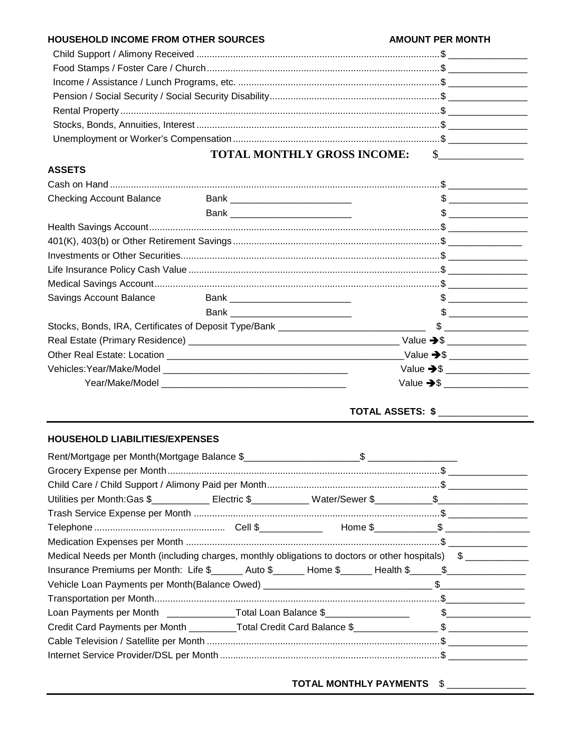**HOUSEHOLD INCOME FROM OTHER SOURCES** **AMOUNT PER MONTH**

Child Support / Alimony Received ............................................................ $ _______________

Food Stamps / Foster Care / Church ............................................................ $ _______________

Income / Assistance / Lunch Programs, etc. ............................................................ $ _______________

Pension / Social Security / Social Security Disability ............................................................ $ _______________

Rental Property ............................................................ $ _______________

Stocks, Bonds, Annuities, Interest ............................................................ $ _______________

Unemployment or Worker's Compensation ............................................................ $ _______________

**TOTAL MONTHLY GROSS INCOME:** $_______________

**ASSETS**

Cash on Hand ............................................................ $ _______________

Checking Account Balance Bank _______________________ $ _______________

Bank _______________________ $ _______________

Health Savings Account ............................................................ $ _______________

401(K), 403(b) or Other Retirement Savings ............................................................ $ _______________

Investments or Other Securities ............................................................ $ _______________

Life Insurance Policy Cash Value ............................................................ $ _______________

Medical Savings Account ............................................................ $ _______________

Savings Account Balance Bank _______________________ $ _______________

Bank _______________________ $ _______________

Stocks, Bonds, IRA, Certificates of Deposit Type/Bank ____________________________ $ _______________

Real Estate (Primary Residence) _________________________________________ Value ➔$ _______________

Other Real Estate: Location _______________________________________________ Value ➔$ _______________

Vehicles:Year/Make/Model ___________________________________ Value ➔$ _______________

Year/Make/Model ___________________________________ Value ➔$ _______________

**TOTAL ASSETS: $** _______________

---

**HOUSEHOLD LIABILITIES/EXPENSES**

Rent/Mortgage per Month(Mortgage Balance $______________________$ ________________

Grocery Expense per Month ............................................................ $ _______________

Child Care / Child Support / Alimony Paid per Month ............................................................ $ _______________

Utilities per Month:Gas $___________ Electric $___________ Water/Sewer $__________$_________________

Trash Service Expense per Month ............................................................ $ _______________

Telephone ................................................ Cell $____________ Home $____________$ ________________

Medication Expenses per Month ............................................................ $ _______________

Medical Needs per Month (including charges, monthly obligations to doctors or other hospitals) $ ____________

Insurance Premiums per Month: Life $______ Auto $______ Home $______ Health $______$_______________

Vehicle Loan Payments per Month(Balance Owed) ________________________________ $________________

Transportation per Month ............................................................ $_______________

Loan Payments per Month _____________Total Loan Balance $________________ $________________

Credit Card Payments per Month _________Total Credit Card Balance $________________ $ _______________

Cable Television / Satellite per Month ............................................................ $ _______________

Internet Service Provider/DSL per Month ............................................................ $ _______________

**TOTAL MONTHLY PAYMENTS** $ _______________

---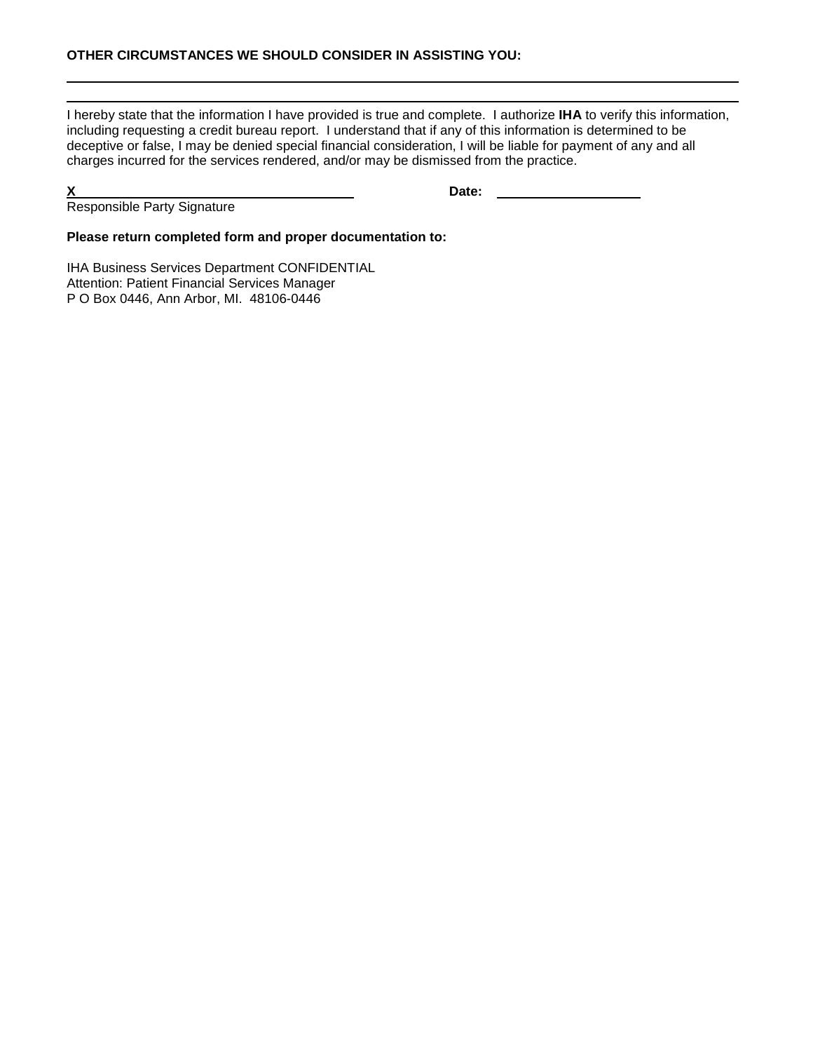**OTHER CIRCUMSTANCES WE SHOULD CONSIDER IN ASSISTING YOU:**

______________________________________________________________________________

______________________________________________________________________________

I hereby state that the information I have provided is true and complete. I authorize **IHA** to verify this information, including requesting a credit bureau report. I understand that if any of this information is determined to be deceptive or false, I may be denied special financial consideration, I will be liable for payment of any and all charges incurred for the services rendered, and/or may be dismissed from the practice.

**X**______________________________________ **Date:** ____________________

Responsible Party Signature

**Please return completed form and proper documentation to:**

IHA Business Services Department CONFIDENTIAL
Attention: Patient Financial Services Manager
P O Box 0446, Ann Arbor, MI. 48106-0446